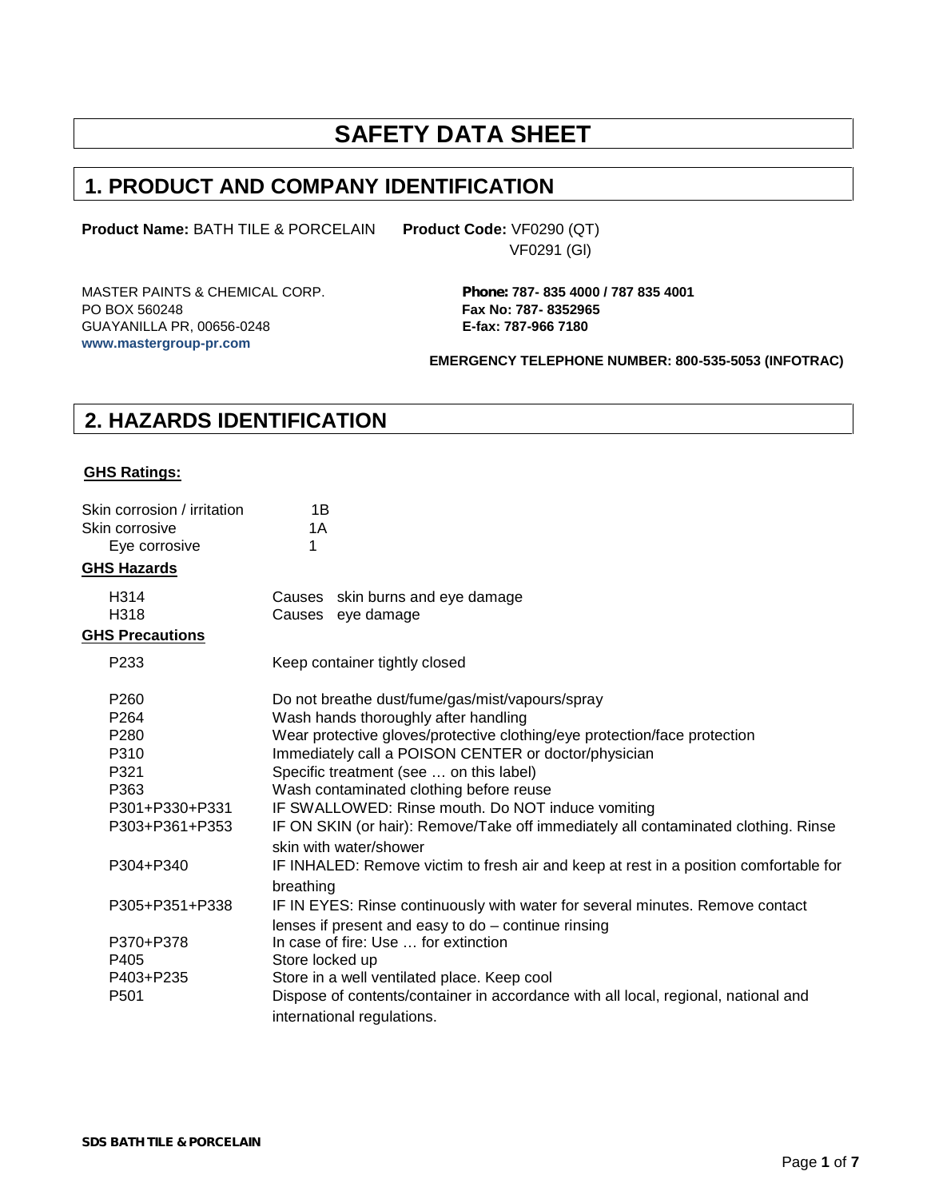# SAFETY DATA SHEET

## 1. PRODUCT AND COMPANY IDENTIFICATION

**Product Name:** BATH TILE & PORCELAIN **Product Code:** VF0290 (QT)
VF0291 (Gl)

MASTER PAINTS & CHEMICAL CORP.
PO BOX 560248
GUAYANILLA PR, 00656-0248
**www.mastergroup-pr.com**

**Phone: 787- 835 4000 / 787 835 4001**
**Fax No: 787- 8352965**
**E-fax: 787-966 7180**

**EMERGENCY TELEPHONE NUMBER: 800-535-5053 (INFOTRAC)**

## 2. HAZARDS IDENTIFICATION

**GHS Ratings:**

| | |
|---|---|
| Skin corrosion / irritation | 1B |
| Skin corrosive | 1A |
| Eye corrosive | 1 |

**GHS Hazards**

| | |
|---|---|
| H314 | Causes skin burns and eye damage |
| H318 | Causes eye damage |

**GHS Precautions**

| | |
|---|---|
| P233 | Keep container tightly closed |
| P260 | Do not breathe dust/fume/gas/mist/vapours/spray |
| P264 | Wash hands thoroughly after handling |
| P280 | Wear protective gloves/protective clothing/eye protection/face protection |
| P310 | Immediately call a POISON CENTER or doctor/physician |
| P321 | Specific treatment (see … on this label) |
| P363 | Wash contaminated clothing before reuse |
| P301+P330+P331 | IF SWALLOWED: Rinse mouth. Do NOT induce vomiting |
| P303+P361+P353 | IF ON SKIN (or hair): Remove/Take off immediately all contaminated clothing. Rinse skin with water/shower |
| P304+P340 | IF INHALED: Remove victim to fresh air and keep at rest in a position comfortable for breathing |
| P305+P351+P338 | IF IN EYES: Rinse continuously with water for several minutes. Remove contact lenses if present and easy to do – continue rinsing |
| P370+P378 | In case of fire: Use … for extinction |
| P405 | Store locked up |
| P403+P235 | Store in a well ventilated place. Keep cool |
| P501 | Dispose of contents/container in accordance with all local, regional, national and international regulations. |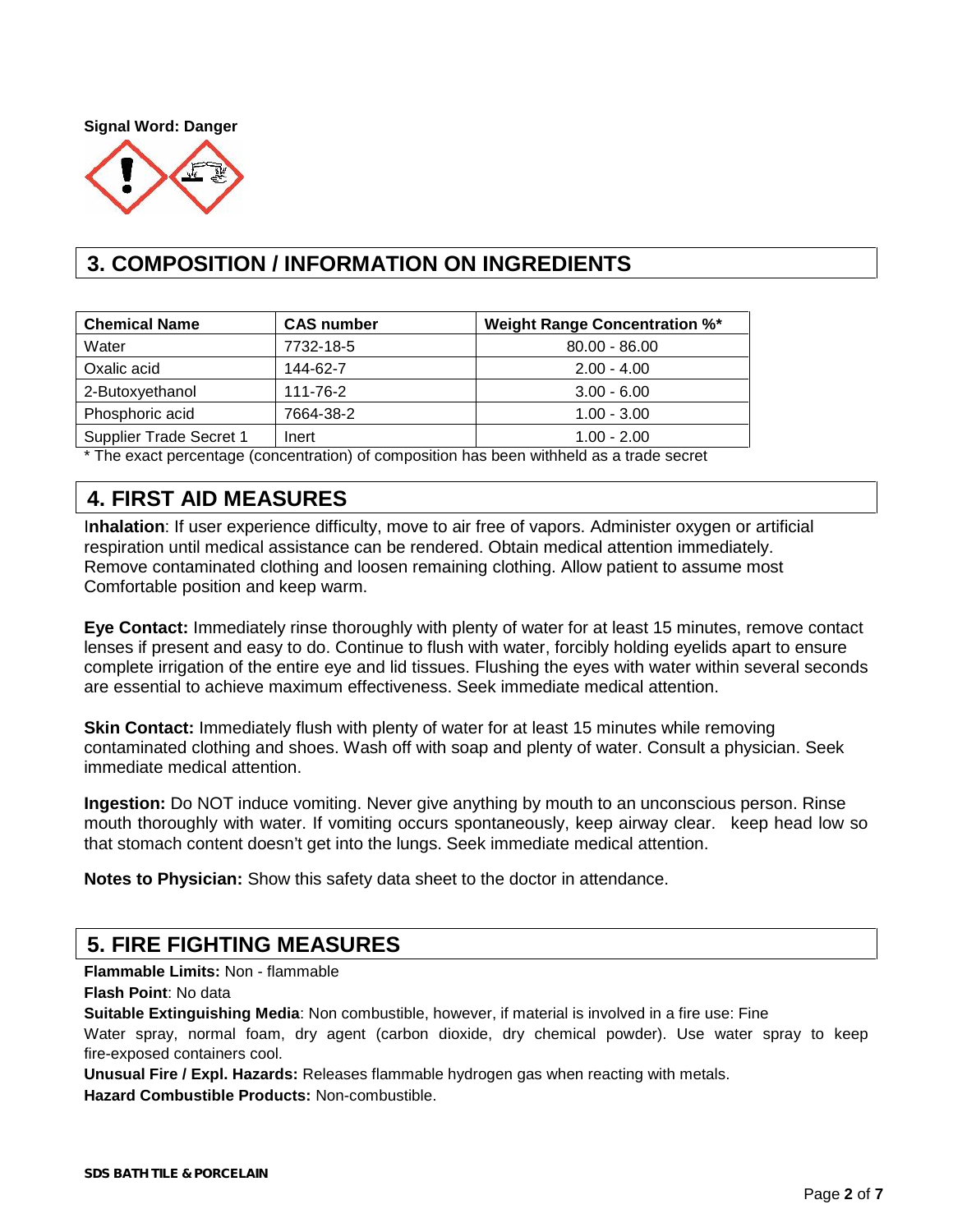**Signal Word: Danger**

## 3. COMPOSITION / INFORMATION ON INGREDIENTS

| Chemical Name | CAS number | Weight Range Concentration %* |
|---|---|---|
| Water | 7732-18-5 | 80.00 - 86.00 |
| Oxalic acid | 144-62-7 | 2.00 - 4.00 |
| 2-Butoxyethanol | 111-76-2 | 3.00 - 6.00 |
| Phosphoric acid | 7664-38-2 | 1.00 - 3.00 |
| Supplier Trade Secret 1 | Inert | 1.00 - 2.00 |

* The exact percentage (concentration) of composition has been withheld as a trade secret

## 4. FIRST AID MEASURES

**Inhalation**: If user experience difficulty, move to air free of vapors. Administer oxygen or artificial respiration until medical assistance can be rendered. Obtain medical attention immediately. Remove contaminated clothing and loosen remaining clothing. Allow patient to assume most Comfortable position and keep warm.

**Eye Contact:** Immediately rinse thoroughly with plenty of water for at least 15 minutes, remove contact lenses if present and easy to do. Continue to flush with water, forcibly holding eyelids apart to ensure complete irrigation of the entire eye and lid tissues. Flushing the eyes with water within several seconds are essential to achieve maximum effectiveness. Seek immediate medical attention.

**Skin Contact:** Immediately flush with plenty of water for at least 15 minutes while removing contaminated clothing and shoes. Wash off with soap and plenty of water. Consult a physician. Seek immediate medical attention.

**Ingestion:** Do NOT induce vomiting. Never give anything by mouth to an unconscious person. Rinse mouth thoroughly with water. If vomiting occurs spontaneously, keep airway clear. keep head low so that stomach content doesn't get into the lungs. Seek immediate medical attention.

**Notes to Physician:** Show this safety data sheet to the doctor in attendance.

## 5. FIRE FIGHTING MEASURES

**Flammable Limits:** Non - flammable

**Flash Point**: No data

**Suitable Extinguishing Media**: Non combustible, however, if material is involved in a fire use: Fine Water spray, normal foam, dry agent (carbon dioxide, dry chemical powder). Use water spray to keep fire-exposed containers cool.

**Unusual Fire / Expl. Hazards:** Releases flammable hydrogen gas when reacting with metals.

**Hazard Combustible Products:** Non-combustible.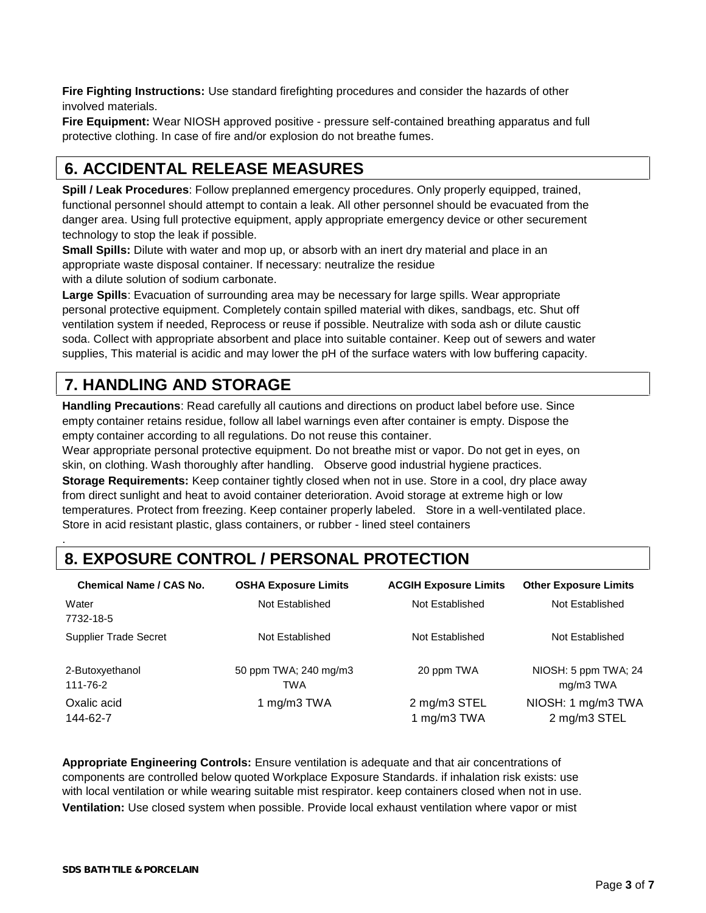**Fire Fighting Instructions:** Use standard firefighting procedures and consider the hazards of other involved materials.

**Fire Equipment:** Wear NIOSH approved positive - pressure self-contained breathing apparatus and full protective clothing. In case of fire and/or explosion do not breathe fumes.

## 6. ACCIDENTAL RELEASE MEASURES

**Spill / Leak Procedures**: Follow preplanned emergency procedures. Only properly equipped, trained, functional personnel should attempt to contain a leak. All other personnel should be evacuated from the danger area. Using full protective equipment, apply appropriate emergency device or other securement technology to stop the leak if possible.

**Small Spills:** Dilute with water and mop up, or absorb with an inert dry material and place in an appropriate waste disposal container. If necessary: neutralize the residue with a dilute solution of sodium carbonate.

**Large Spills**: Evacuation of surrounding area may be necessary for large spills. Wear appropriate personal protective equipment. Completely contain spilled material with dikes, sandbags, etc. Shut off ventilation system if needed, Reprocess or reuse if possible. Neutralize with soda ash or dilute caustic soda. Collect with appropriate absorbent and place into suitable container. Keep out of sewers and water supplies, This material is acidic and may lower the pH of the surface waters with low buffering capacity.

## 7. HANDLING AND STORAGE

**Handling Precautions**: Read carefully all cautions and directions on product label before use. Since empty container retains residue, follow all label warnings even after container is empty. Dispose the empty container according to all regulations. Do not reuse this container.

Wear appropriate personal protective equipment. Do not breathe mist or vapor. Do not get in eyes, on skin, on clothing. Wash thoroughly after handling. Observe good industrial hygiene practices.

**Storage Requirements:** Keep container tightly closed when not in use. Store in a cool, dry place away from direct sunlight and heat to avoid container deterioration. Avoid storage at extreme high or low temperatures. Protect from freezing. Keep container properly labeled. Store in a well-ventilated place. Store in acid resistant plastic, glass containers, or rubber - lined steel containers

.

## 8. EXPOSURE CONTROL / PERSONAL PROTECTION

| Chemical Name / CAS No. | OSHA Exposure Limits | ACGIH Exposure Limits | Other Exposure Limits |
|---|---|---|---|
| Water<br>7732-18-5 | Not Established | Not Established | Not Established |
| Supplier Trade Secret | Not Established | Not Established | Not Established |
| 2-Butoxyethanol<br>111-76-2 | 50 ppm TWA; 240 mg/m3 TWA | 20 ppm TWA | NIOSH: 5 ppm TWA; 24 mg/m3 TWA |
| Oxalic acid<br>144-62-7 | 1 mg/m3 TWA | 2 mg/m3 STEL<br>1 mg/m3 TWA | NIOSH: 1 mg/m3 TWA<br>2 mg/m3 STEL |

**Appropriate Engineering Controls:** Ensure ventilation is adequate and that air concentrations of components are controlled below quoted Workplace Exposure Standards. if inhalation risk exists: use with local ventilation or while wearing suitable mist respirator. keep containers closed when not in use.

**Ventilation:** Use closed system when possible. Provide local exhaust ventilation where vapor or mist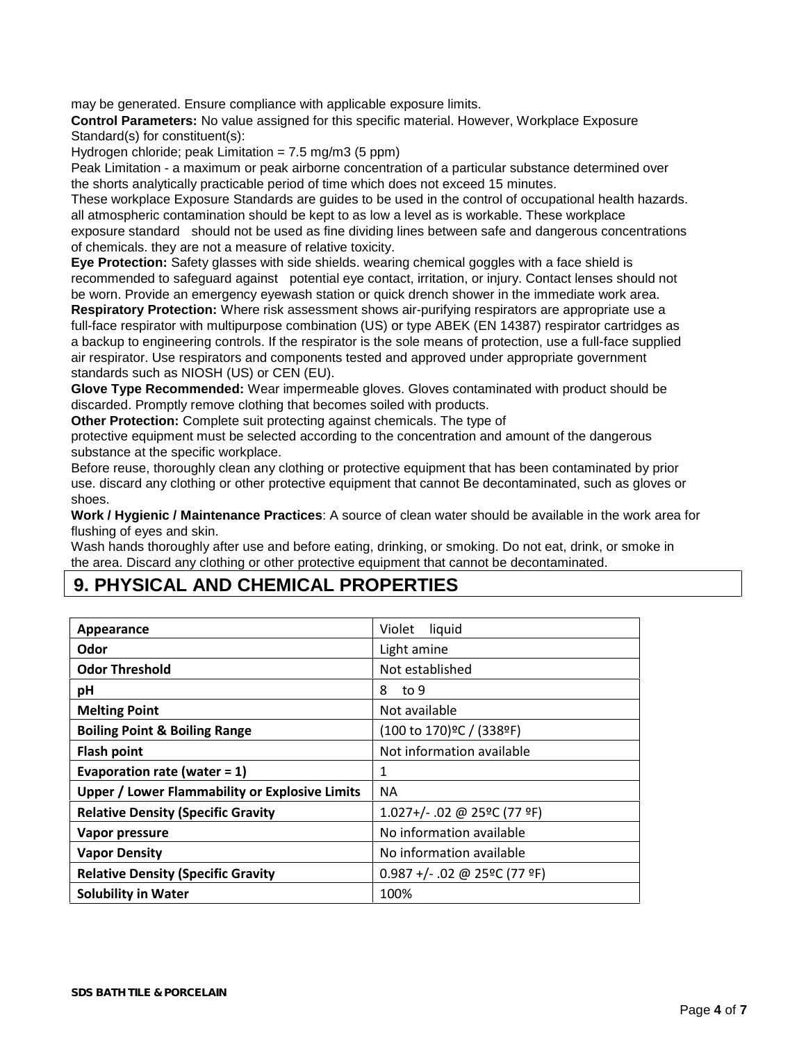may be generated. Ensure compliance with applicable exposure limits.

**Control Parameters:** No value assigned for this specific material. However, Workplace Exposure Standard(s) for constituent(s):

Hydrogen chloride; peak Limitation = 7.5 mg/m3 (5 ppm)

Peak Limitation - a maximum or peak airborne concentration of a particular substance determined over the shorts analytically practicable period of time which does not exceed 15 minutes.

These workplace Exposure Standards are guides to be used in the control of occupational health hazards. all atmospheric contamination should be kept to as low a level as is workable. These workplace exposure standard should not be used as fine dividing lines between safe and dangerous concentrations of chemicals. they are not a measure of relative toxicity.

**Eye Protection:** Safety glasses with side shields. wearing chemical goggles with a face shield is recommended to safeguard against potential eye contact, irritation, or injury. Contact lenses should not be worn. Provide an emergency eyewash station or quick drench shower in the immediate work area.

**Respiratory Protection:** Where risk assessment shows air-purifying respirators are appropriate use a full-face respirator with multipurpose combination (US) or type ABEK (EN 14387) respirator cartridges as a backup to engineering controls. If the respirator is the sole means of protection, use a full-face supplied air respirator. Use respirators and components tested and approved under appropriate government standards such as NIOSH (US) or CEN (EU).

**Glove Type Recommended:** Wear impermeable gloves. Gloves contaminated with product should be discarded. Promptly remove clothing that becomes soiled with products.

**Other Protection:** Complete suit protecting against chemicals. The type of protective equipment must be selected according to the concentration and amount of the dangerous substance at the specific workplace.

Before reuse, thoroughly clean any clothing or protective equipment that has been contaminated by prior use. discard any clothing or other protective equipment that cannot Be decontaminated, such as gloves or shoes.

**Work / Hygienic / Maintenance Practices**: A source of clean water should be available in the work area for flushing of eyes and skin.

Wash hands thoroughly after use and before eating, drinking, or smoking. Do not eat, drink, or smoke in the area. Discard any clothing or other protective equipment that cannot be decontaminated.

## 9. PHYSICAL AND CHEMICAL PROPERTIES

| | |
|---|---|
| **Appearance** | Violet liquid |
| **Odor** | Light amine |
| **Odor Threshold** | Not established |
| **pH** | 8 to 9 |
| **Melting Point** | Not available |
| **Boiling Point & Boiling Range** | (100 to 170)ºC / (338ºF) |
| **Flash point** | Not information available |
| **Evaporation rate (water = 1)** | 1 |
| **Upper / Lower Flammability or Explosive Limits** | NA |
| **Relative Density (Specific Gravity** | 1.027+/- .02 @ 25ºC (77 ºF) |
| **Vapor pressure** | No information available |
| **Vapor Density** | No information available |
| **Relative Density (Specific Gravity** | 0.987 +/- .02 @ 25ºC (77 ºF) |
| **Solubility in Water** | 100% |

SDS BATH TILE & PORCELAIN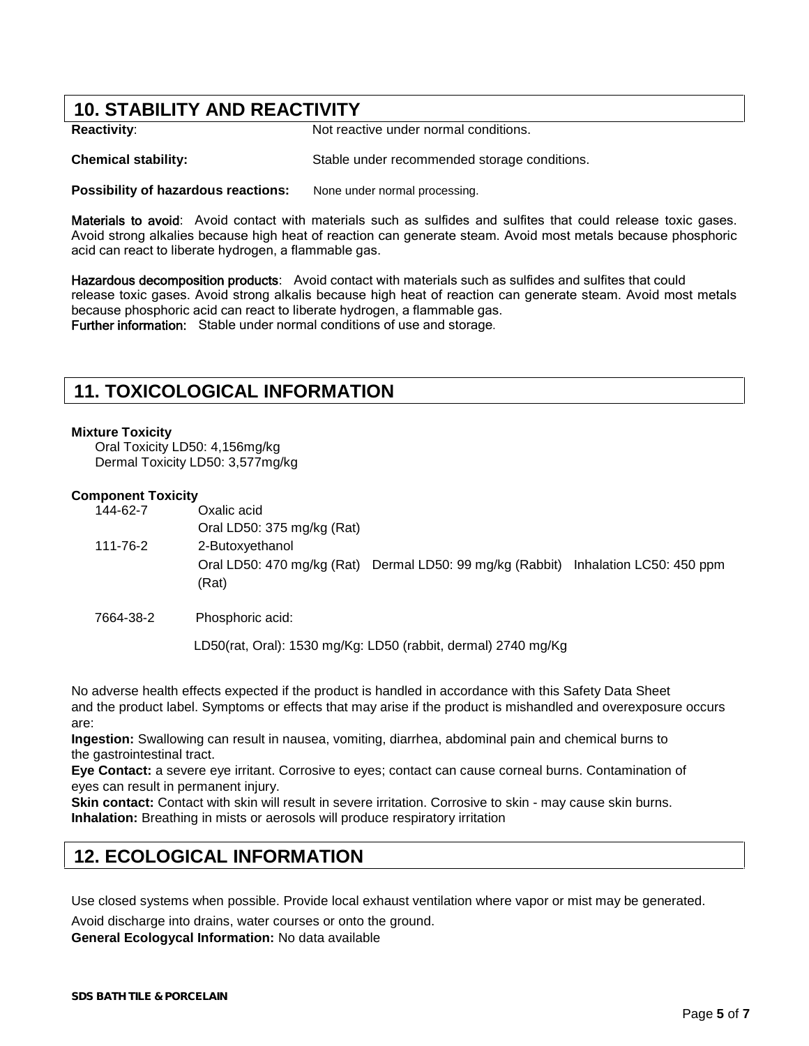## 10. STABILITY AND REACTIVITY

**Reactivity**: Not reactive under normal conditions.

**Chemical stability:** Stable under recommended storage conditions.

**Possibility of hazardous reactions:** None under normal processing.

**Materials to avoid**: Avoid contact with materials such as sulfides and sulfites that could release toxic gases. Avoid strong alkalies because high heat of reaction can generate steam. Avoid most metals because phosphoric acid can react to liberate hydrogen, a flammable gas.

**Hazardous decomposition products**: Avoid contact with materials such as sulfides and sulfites that could release toxic gases. Avoid strong alkalis because high heat of reaction can generate steam. Avoid most metals because phosphoric acid can react to liberate hydrogen, a flammable gas.
**Further information:** Stable under normal conditions of use and storage.

## 11. TOXICOLOGICAL INFORMATION

**Mixture Toxicity**
Oral Toxicity LD50: 4,156mg/kg
Dermal Toxicity LD50: 3,577mg/kg

**Component Toxicity**

| | |
|---|---|
| 144-62-7 | Oxalic acid<br>Oral LD50: 375 mg/kg (Rat) |
| 111-76-2 | 2-Butoxyethanol<br>Oral LD50: 470 mg/kg (Rat) Dermal LD50: 99 mg/kg (Rabbit) Inhalation LC50: 450 ppm (Rat) |
| 7664-38-2 | Phosphoric acid:<br>LD50(rat, Oral): 1530 mg/Kg: LD50 (rabbit, dermal) 2740 mg/Kg |

No adverse health effects expected if the product is handled in accordance with this Safety Data Sheet and the product label. Symptoms or effects that may arise if the product is mishandled and overexposure occurs are:

**Ingestion:** Swallowing can result in nausea, vomiting, diarrhea, abdominal pain and chemical burns to the gastrointestinal tract.

**Eye Contact:** a severe eye irritant. Corrosive to eyes; contact can cause corneal burns. Contamination of eyes can result in permanent injury.

**Skin contact:** Contact with skin will result in severe irritation. Corrosive to skin - may cause skin burns.

**Inhalation:** Breathing in mists or aerosols will produce respiratory irritation

## 12. ECOLOGICAL INFORMATION

Use closed systems when possible. Provide local exhaust ventilation where vapor or mist may be generated.

Avoid discharge into drains, water courses or onto the ground.

**General Ecologycal Information:** No data available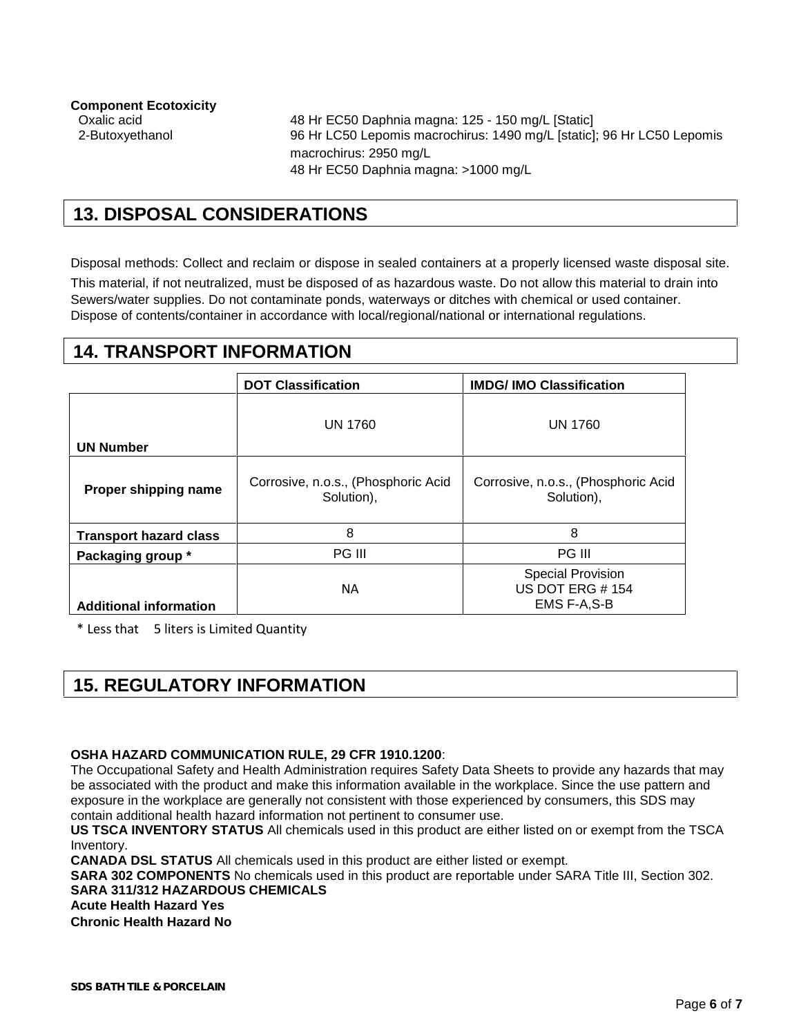**Component Ecotoxicity**

| | |
|---|---|
| Oxalic acid | 48 Hr EC50 Daphnia magna: 125 - 150 mg/L [Static] |
| 2-Butoxyethanol | 96 Hr LC50 Lepomis macrochirus: 1490 mg/L [static]; 96 Hr LC50 Lepomis macrochirus: 2950 mg/L<br>48 Hr EC50 Daphnia magna: >1000 mg/L |

## 13. DISPOSAL CONSIDERATIONS

Disposal methods: Collect and reclaim or dispose in sealed containers at a properly licensed waste disposal site.

This material, if not neutralized, must be disposed of as hazardous waste. Do not allow this material to drain into Sewers/water supplies. Do not contaminate ponds, waterways or ditches with chemical or used container. Dispose of contents/container in accordance with local/regional/national or international regulations.

## 14. TRANSPORT INFORMATION

| | DOT Classification | IMDG/ IMO Classification |
|---|---|---|
| **UN Number** | UN 1760 | UN 1760 |
| **Proper shipping name** | Corrosive, n.o.s., (Phosphoric Acid Solution), | Corrosive, n.o.s., (Phosphoric Acid Solution), |
| **Transport hazard class** | 8 | 8 |
| **Packaging group *** | PG III | PG III |
| **Additional information** | NA | Special Provision<br>US DOT ERG # 154<br>EMS F-A,S-B |

* Less that 5 liters is Limited Quantity

## 15. REGULATORY INFORMATION

**OSHA HAZARD COMMUNICATION RULE, 29 CFR 1910.1200**:
The Occupational Safety and Health Administration requires Safety Data Sheets to provide any hazards that may be associated with the product and make this information available in the workplace. Since the use pattern and exposure in the workplace are generally not consistent with those experienced by consumers, this SDS may contain additional health hazard information not pertinent to consumer use.

**US TSCA INVENTORY STATUS** All chemicals used in this product are either listed on or exempt from the TSCA Inventory.

**CANADA DSL STATUS** All chemicals used in this product are either listed or exempt.

**SARA 302 COMPONENTS** No chemicals used in this product are reportable under SARA Title III, Section 302.

**SARA 311/312 HAZARDOUS CHEMICALS**

**Acute Health Hazard Yes**

**Chronic Health Hazard No**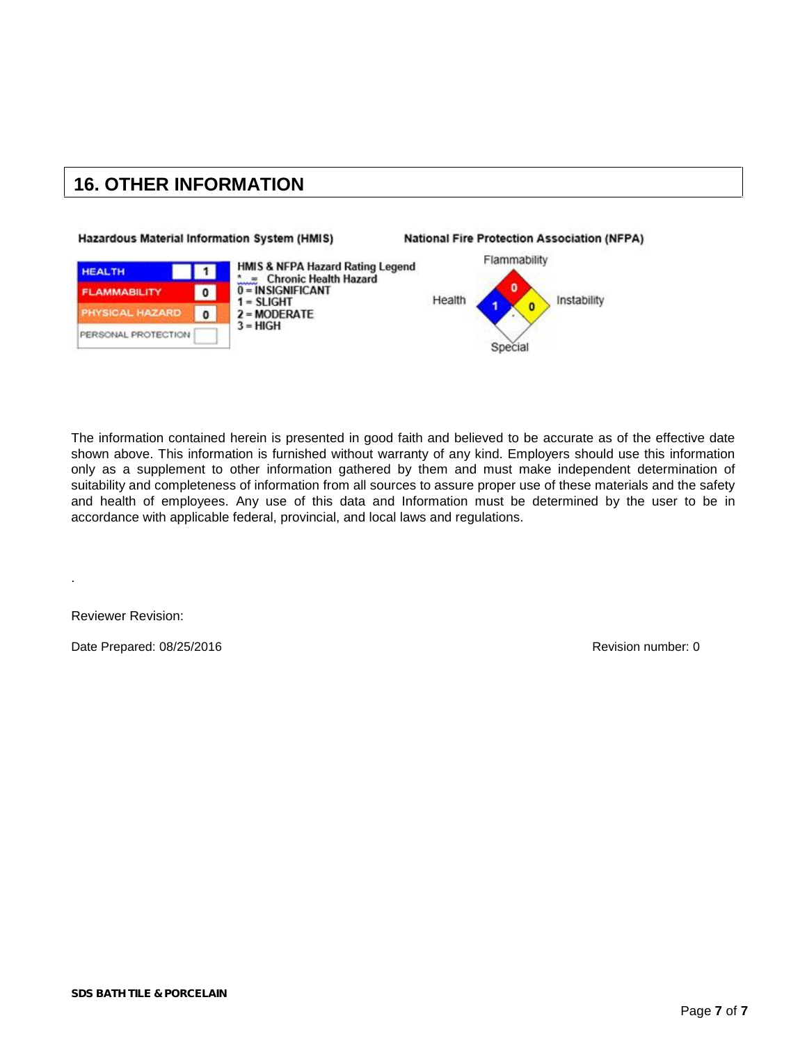## 16. OTHER INFORMATION

**Hazardous Material Information System (HMIS)**

| | |
|---|---|
| HEALTH | 1 |
| FLAMMABILITY | 0 |
| PHYSICAL HAZARD | 0 |
| PERSONAL PROTECTION | |

**HMIS & NFPA Hazard Rating Legend**

* = Chronic Health Hazard
0 = INSIGNIFICANT
1 = SLIGHT
2 = MODERATE
3 = HIGH

**National Fire Protection Association (NFPA)**

Flammability 0
Health 1
Instability 0
Special

The information contained herein is presented in good faith and believed to be accurate as of the effective date shown above. This information is furnished without warranty of any kind. Employers should use this information only as a supplement to other information gathered by them and must make independent determination of suitability and completeness of information from all sources to assure proper use of these materials and the safety and health of employees. Any use of this data and Information must be determined by the user to be in accordance with applicable federal, provincial, and local laws and regulations.

.

Reviewer Revision:

Date Prepared: 08/25/2016

Revision number: 0